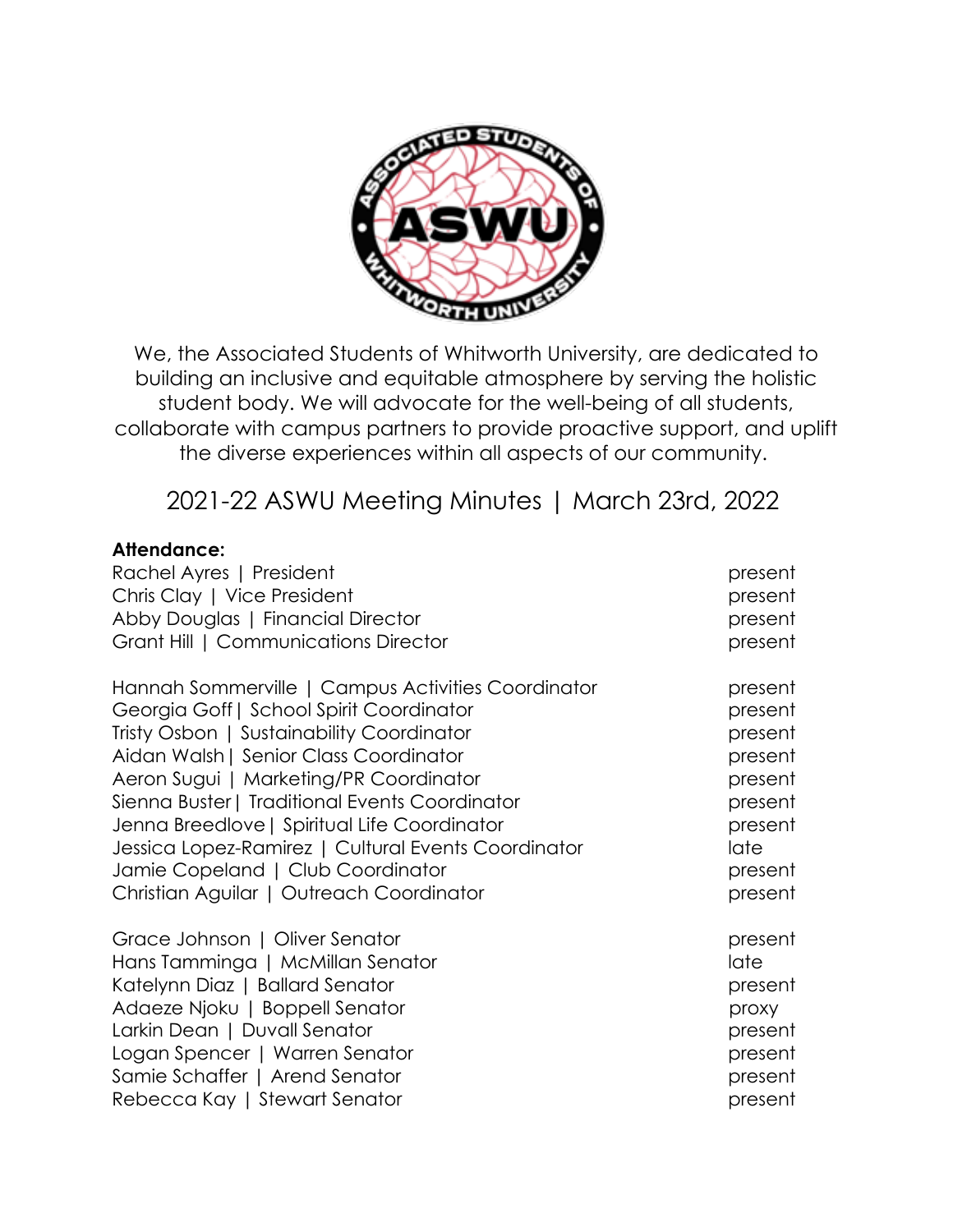We, the Associated Students of Whitworth University, are dedicated to building an inclusive and equitable atmosphere by serving the holistic student body. We will advocate for the well-being of all students, collaborate with campus partners to provide proactive support, and uplift the diverse experiences within all aspects of our community.

# 2021-22 ASWU Meeting Minutes | March 23rd, 2022

**Attendance:**

| Name / Position | Status |
|---|---|
| Rachel Ayres \| President | present |
| Chris Clay \| Vice President | present |
| Abby Douglas \| Financial Director | present |
| Grant Hill \| Communications Director | present |
| Hannah Sommerville \| Campus Activities Coordinator | present |
| Georgia Goff \| School Spirit Coordinator | present |
| Tristy Osbon \| Sustainability Coordinator | present |
| Aidan Walsh \| Senior Class Coordinator | present |
| Aeron Sugui \| Marketing/PR Coordinator | present |
| Sienna Buster \| Traditional Events Coordinator | present |
| Jenna Breedlove \| Spiritual Life Coordinator | present |
| Jessica Lopez-Ramirez \| Cultural Events Coordinator | late |
| Jamie Copeland \| Club Coordinator | present |
| Christian Aguilar \| Outreach Coordinator | present |
| Grace Johnson \| Oliver Senator | present |
| Hans Tamminga \| McMillan Senator | late |
| Katelynn Diaz \| Ballard Senator | present |
| Adaeze Njoku \| Boppell Senator | proxy |
| Larkin Dean \| Duvall Senator | present |
| Logan Spencer \| Warren Senator | present |
| Samie Schaffer \| Arend Senator | present |
| Rebecca Kay \| Stewart Senator | present |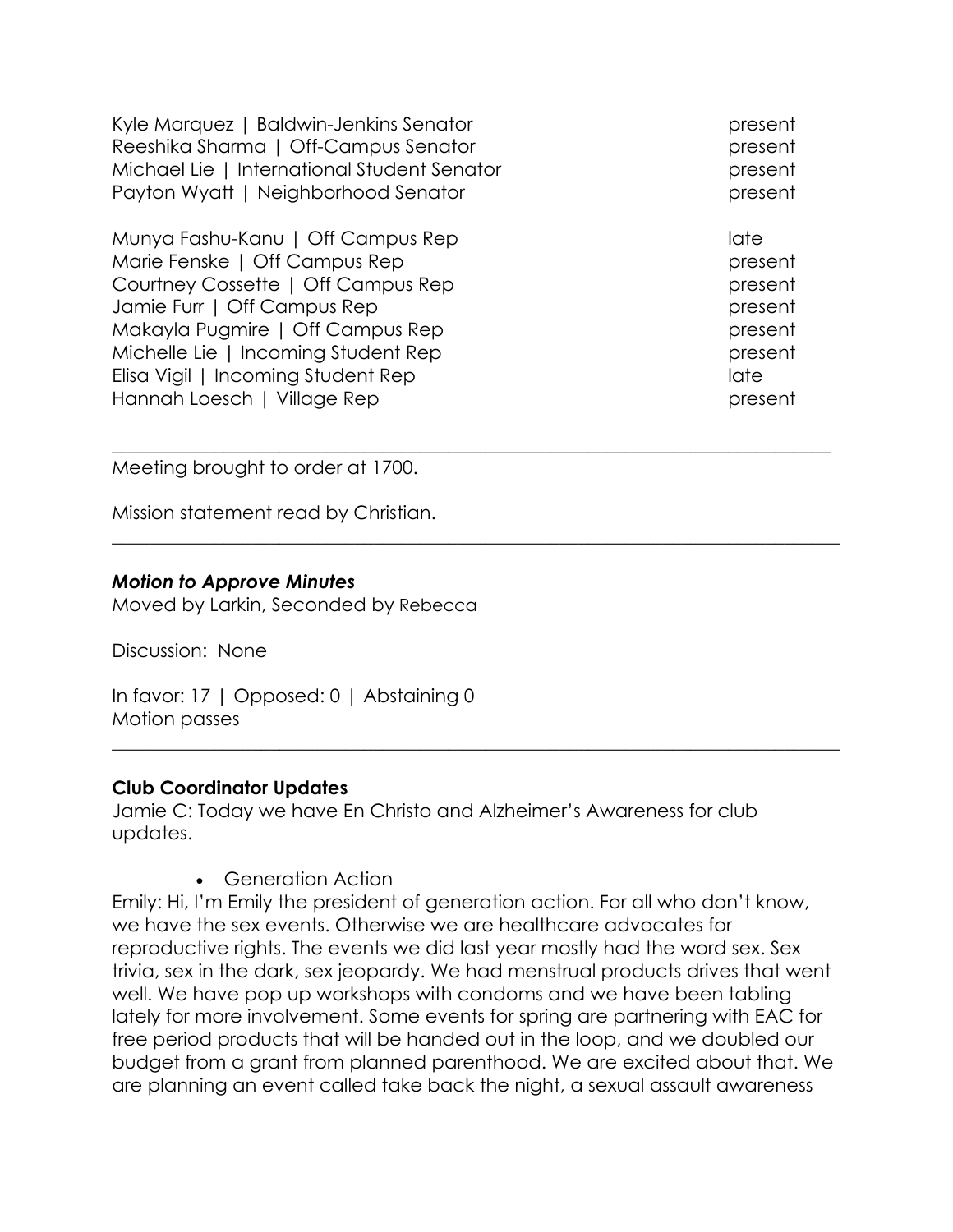| | |
|---|---|
| Kyle Marquez \| Baldwin-Jenkins Senator | present |
| Reeshika Sharma \| Off-Campus Senator | present |
| Michael Lie \| International Student Senator | present |
| Payton Wyatt \| Neighborhood Senator | present |
| | |
| Munya Fashu-Kanu \| Off Campus Rep | late |
| Marie Fenske \| Off Campus Rep | present |
| Courtney Cossette \| Off Campus Rep | present |
| Jamie Furr \| Off Campus Rep | present |
| Makayla Pugmire \| Off Campus Rep | present |
| Michelle Lie \| Incoming Student Rep | present |
| Elisa Vigil \| Incoming Student Rep | late |
| Hannah Loesch \| Village Rep | present |

---

Meeting brought to order at 1700.

Mission statement read by Christian.

---

### ***Motion to Approve Minutes***

Moved by Larkin, Seconded by Rebecca

Discussion: None

In favor: 17 | Opposed: 0 | Abstaining 0
Motion passes

---

### **Club Coordinator Updates**

Jamie C: Today we have En Christo and Alzheimer's Awareness for club updates.

- Generation Action

Emily: Hi, I'm Emily the president of generation action. For all who don't know, we have the sex events. Otherwise we are healthcare advocates for reproductive rights. The events we did last year mostly had the word sex. Sex trivia, sex in the dark, sex jeopardy. We had menstrual products drives that went well. We have pop up workshops with condoms and we have been tabling lately for more involvement. Some events for spring are partnering with EAC for free period products that will be handed out in the loop, and we doubled our budget from a grant from planned parenthood. We are excited about that. We are planning an event called take back the night, a sexual assault awareness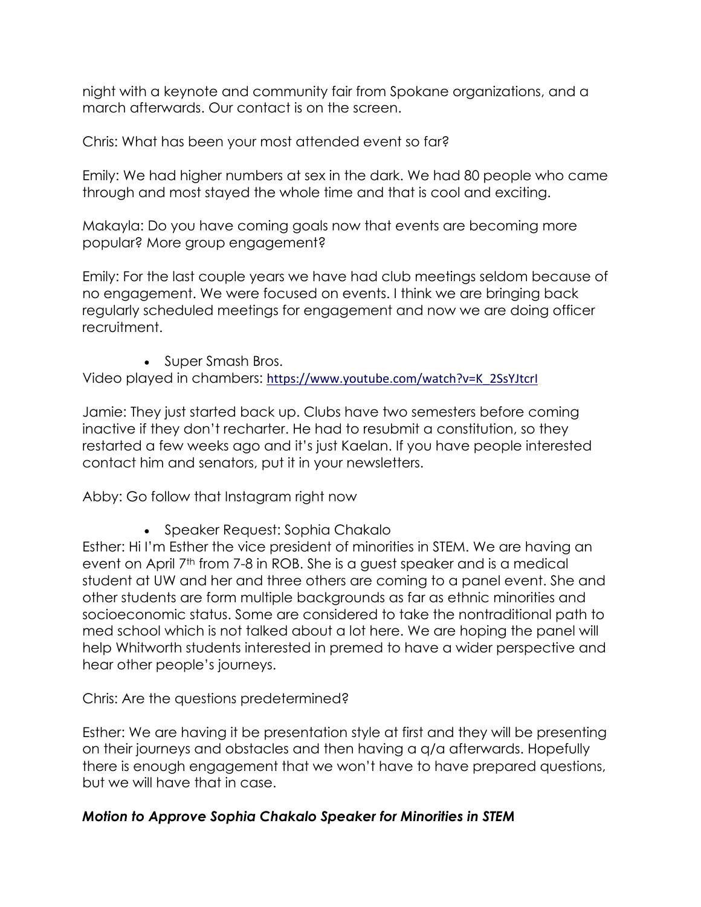night with a keynote and community fair from Spokane organizations, and a march afterwards. Our contact is on the screen.

Chris: What has been your most attended event so far?

Emily: We had higher numbers at sex in the dark. We had 80 people who came through and most stayed the whole time and that is cool and exciting.

Makayla: Do you have coming goals now that events are becoming more popular? More group engagement?

Emily: For the last couple years we have had club meetings seldom because of no engagement. We were focused on events. I think we are bringing back regularly scheduled meetings for engagement and now we are doing officer recruitment.

- Super Smash Bros.

Video played in chambers: https://www.youtube.com/watch?v=K_2SsYJtcrI

Jamie: They just started back up. Clubs have two semesters before coming inactive if they don't recharter. He had to resubmit a constitution, so they restarted a few weeks ago and it's just Kaelan. If you have people interested contact him and senators, put it in your newsletters.

Abby: Go follow that Instagram right now

- Speaker Request: Sophia Chakalo

Esther: Hi I'm Esther the vice president of minorities in STEM. We are having an event on April 7th from 7-8 in ROB. She is a guest speaker and is a medical student at UW and her and three others are coming to a panel event. She and other students are form multiple backgrounds as far as ethnic minorities and socioeconomic status. Some are considered to take the nontraditional path to med school which is not talked about a lot here. We are hoping the panel will help Whitworth students interested in premed to have a wider perspective and hear other people's journeys.

Chris: Are the questions predetermined?

Esther: We are having it be presentation style at first and they will be presenting on their journeys and obstacles and then having a q/a afterwards. Hopefully there is enough engagement that we won't have to have prepared questions, but we will have that in case.

***Motion to Approve Sophia Chakalo Speaker for Minorities in STEM***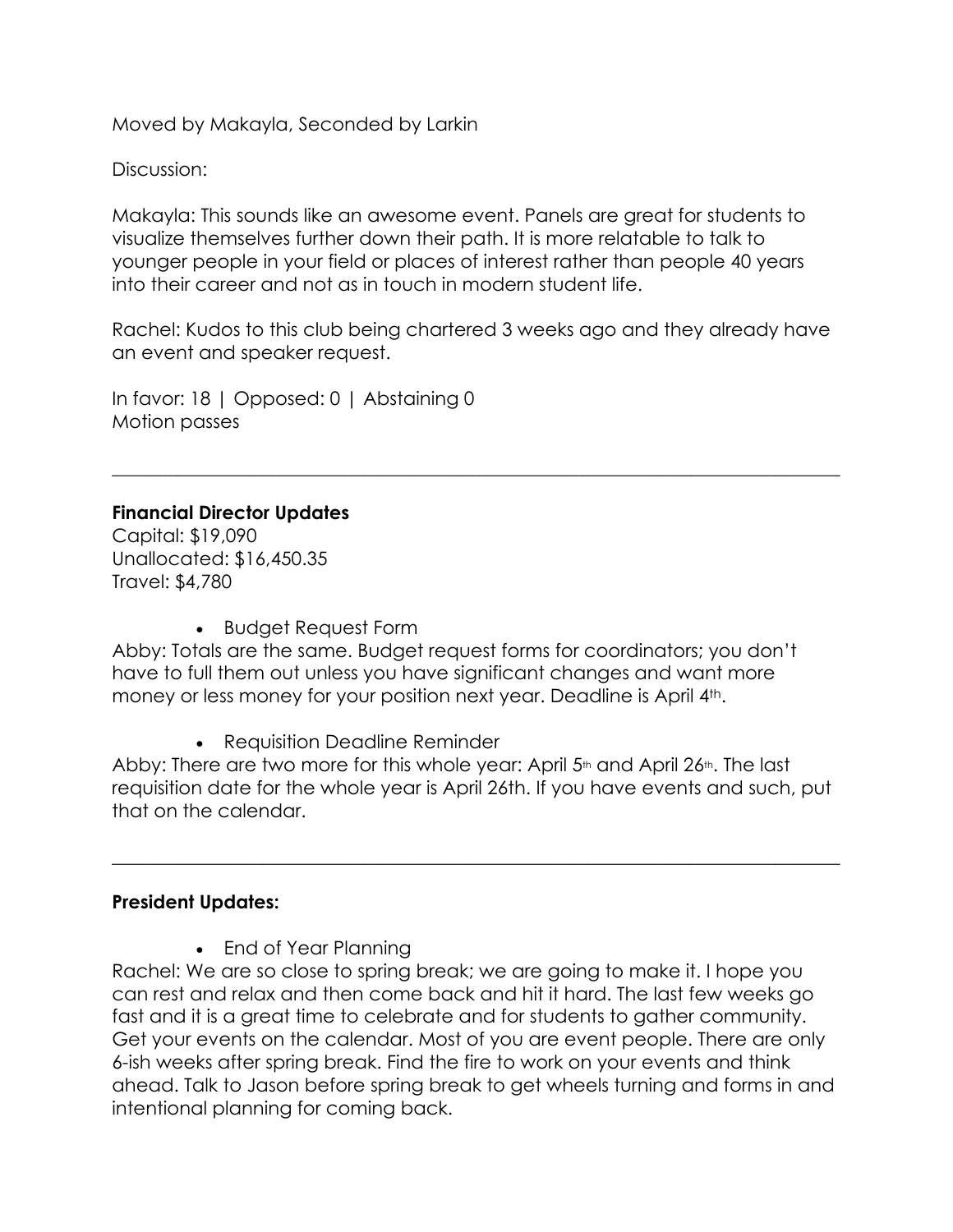Moved by Makayla, Seconded by Larkin

Discussion:

Makayla: This sounds like an awesome event. Panels are great for students to visualize themselves further down their path. It is more relatable to talk to younger people in your field or places of interest rather than people 40 years into their career and not as in touch in modern student life.

Rachel: Kudos to this club being chartered 3 weeks ago and they already have an event and speaker request.

In favor: 18 | Opposed: 0 | Abstaining 0
Motion passes

---

**Financial Director Updates**
Capital: $19,090
Unallocated: $16,450.35
Travel: $4,780

- Budget Request Form

Abby: Totals are the same. Budget request forms for coordinators; you don't have to full them out unless you have significant changes and want more money or less money for your position next year. Deadline is April 4th.

- Requisition Deadline Reminder

Abby: There are two more for this whole year: April 5th and April 26th. The last requisition date for the whole year is April 26th. If you have events and such, put that on the calendar.

---

**President Updates:**

- End of Year Planning

Rachel: We are so close to spring break; we are going to make it. I hope you can rest and relax and then come back and hit it hard. The last few weeks go fast and it is a great time to celebrate and for students to gather community. Get your events on the calendar. Most of you are event people. There are only 6-ish weeks after spring break. Find the fire to work on your events and think ahead. Talk to Jason before spring break to get wheels turning and forms in and intentional planning for coming back.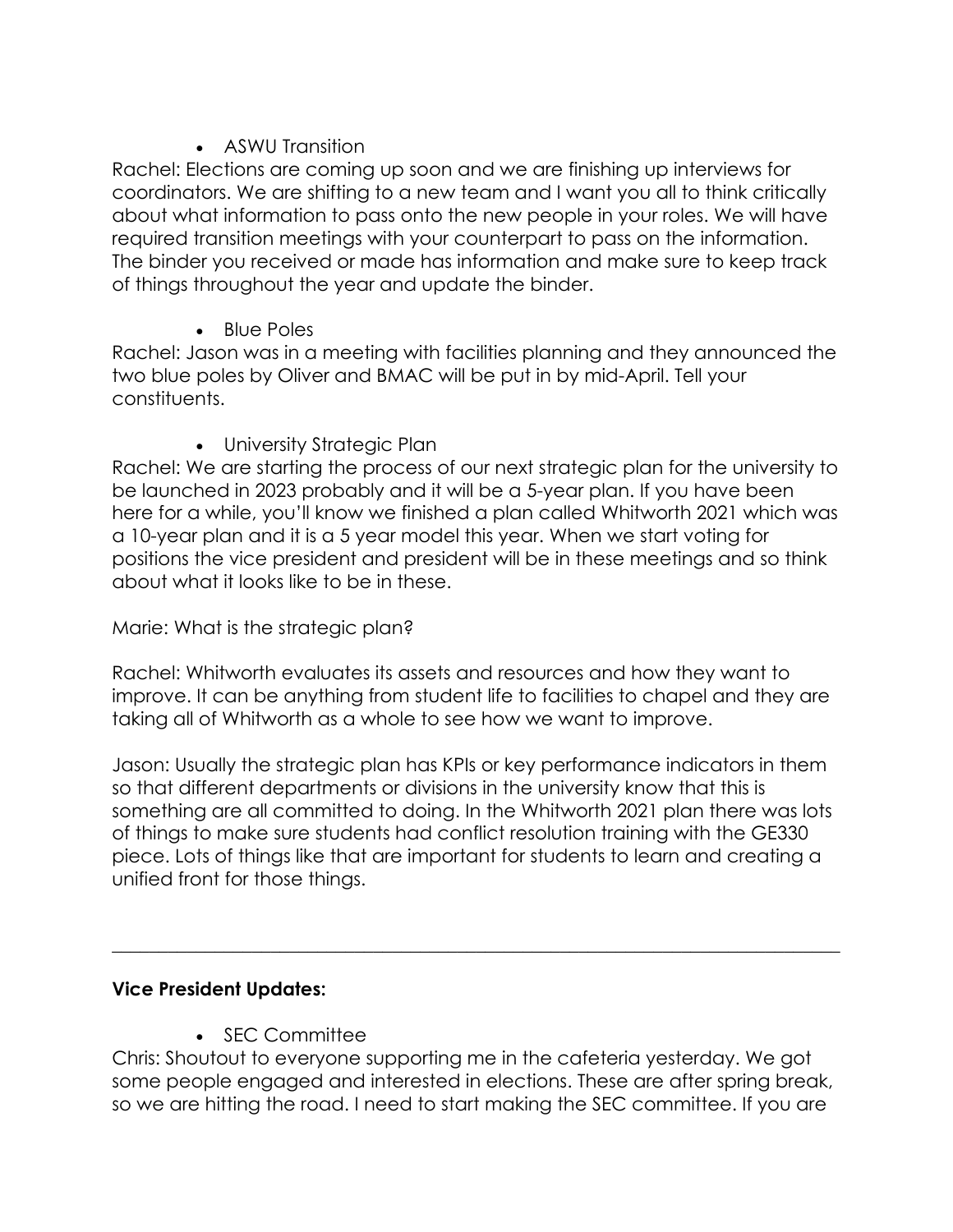- ASWU Transition

Rachel: Elections are coming up soon and we are finishing up interviews for coordinators. We are shifting to a new team and I want you all to think critically about what information to pass onto the new people in your roles. We will have required transition meetings with your counterpart to pass on the information. The binder you received or made has information and make sure to keep track of things throughout the year and update the binder.

- Blue Poles

Rachel: Jason was in a meeting with facilities planning and they announced the two blue poles by Oliver and BMAC will be put in by mid-April. Tell your constituents.

- University Strategic Plan

Rachel: We are starting the process of our next strategic plan for the university to be launched in 2023 probably and it will be a 5-year plan. If you have been here for a while, you'll know we finished a plan called Whitworth 2021 which was a 10-year plan and it is a 5 year model this year. When we start voting for positions the vice president and president will be in these meetings and so think about what it looks like to be in these.

Marie: What is the strategic plan?

Rachel: Whitworth evaluates its assets and resources and how they want to improve. It can be anything from student life to facilities to chapel and they are taking all of Whitworth as a whole to see how we want to improve.

Jason: Usually the strategic plan has KPIs or key performance indicators in them so that different departments or divisions in the university know that this is something are all committed to doing. In the Whitworth 2021 plan there was lots of things to make sure students had conflict resolution training with the GE330 piece. Lots of things like that are important for students to learn and creating a unified front for those things.

---

**Vice President Updates:**

- SEC Committee

Chris: Shoutout to everyone supporting me in the cafeteria yesterday. We got some people engaged and interested in elections. These are after spring break, so we are hitting the road. I need to start making the SEC committee. If you are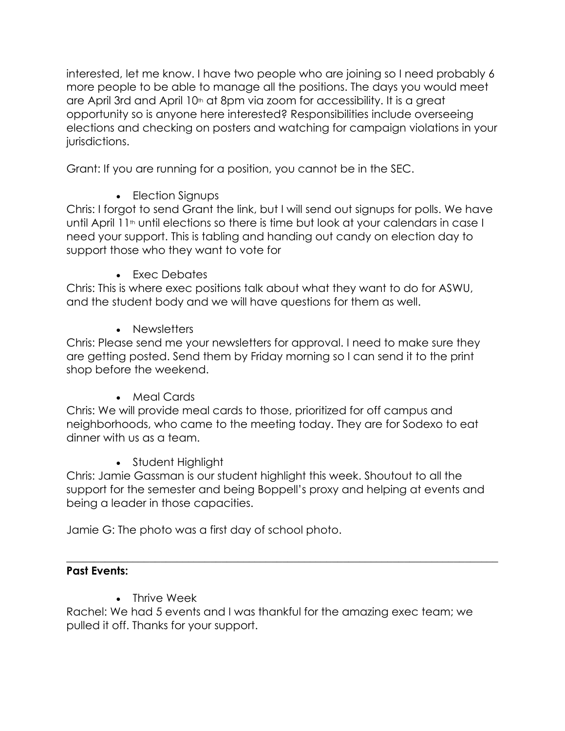interested, let me know. I have two people who are joining so I need probably 6 more people to be able to manage all the positions. The days you would meet are April 3rd and April 10th at 8pm via zoom for accessibility. It is a great opportunity so is anyone here interested? Responsibilities include overseeing elections and checking on posters and watching for campaign violations in your jurisdictions.

Grant: If you are running for a position, you cannot be in the SEC.

- Election Signups

Chris: I forgot to send Grant the link, but I will send out signups for polls. We have until April 11th until elections so there is time but look at your calendars in case I need your support. This is tabling and handing out candy on election day to support those who they want to vote for

- Exec Debates

Chris: This is where exec positions talk about what they want to do for ASWU, and the student body and we will have questions for them as well.

- Newsletters

Chris: Please send me your newsletters for approval. I need to make sure they are getting posted. Send them by Friday morning so I can send it to the print shop before the weekend.

- Meal Cards

Chris: We will provide meal cards to those, prioritized for off campus and neighborhoods, who came to the meeting today. They are for Sodexo to eat dinner with us as a team.

- Student Highlight

Chris: Jamie Gassman is our student highlight this week. Shoutout to all the support for the semester and being Boppell's proxy and helping at events and being a leader in those capacities.

Jamie G: The photo was a first day of school photo.

---

**Past Events:**

- Thrive Week

Rachel: We had 5 events and I was thankful for the amazing exec team; we pulled it off. Thanks for your support.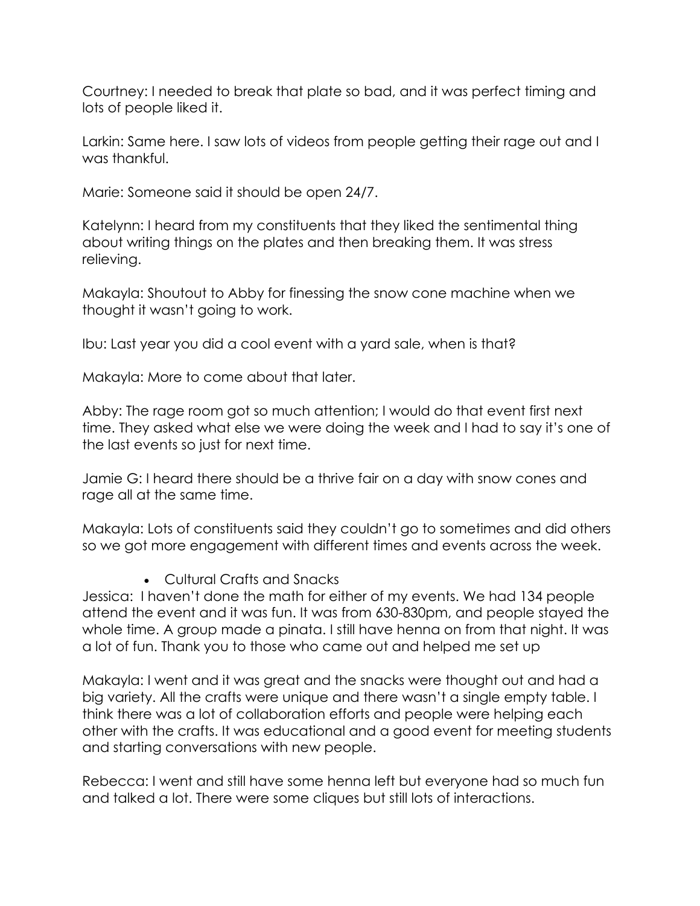Courtney: I needed to break that plate so bad, and it was perfect timing and lots of people liked it.

Larkin: Same here. I saw lots of videos from people getting their rage out and I was thankful.

Marie: Someone said it should be open 24/7.

Katelynn: I heard from my constituents that they liked the sentimental thing about writing things on the plates and then breaking them. It was stress relieving.

Makayla: Shoutout to Abby for finessing the snow cone machine when we thought it wasn't going to work.

Ibu: Last year you did a cool event with a yard sale, when is that?

Makayla: More to come about that later.

Abby: The rage room got so much attention; I would do that event first next time. They asked what else we were doing the week and I had to say it's one of the last events so just for next time.

Jamie G: I heard there should be a thrive fair on a day with snow cones and rage all at the same time.

Makayla: Lots of constituents said they couldn't go to sometimes and did others so we got more engagement with different times and events across the week.

- Cultural Crafts and Snacks

Jessica: I haven't done the math for either of my events. We had 134 people attend the event and it was fun. It was from 630-830pm, and people stayed the whole time. A group made a pinata. I still have henna on from that night. It was a lot of fun. Thank you to those who came out and helped me set up

Makayla: I went and it was great and the snacks were thought out and had a big variety. All the crafts were unique and there wasn't a single empty table. I think there was a lot of collaboration efforts and people were helping each other with the crafts. It was educational and a good event for meeting students and starting conversations with new people.

Rebecca: I went and still have some henna left but everyone had so much fun and talked a lot. There were some cliques but still lots of interactions.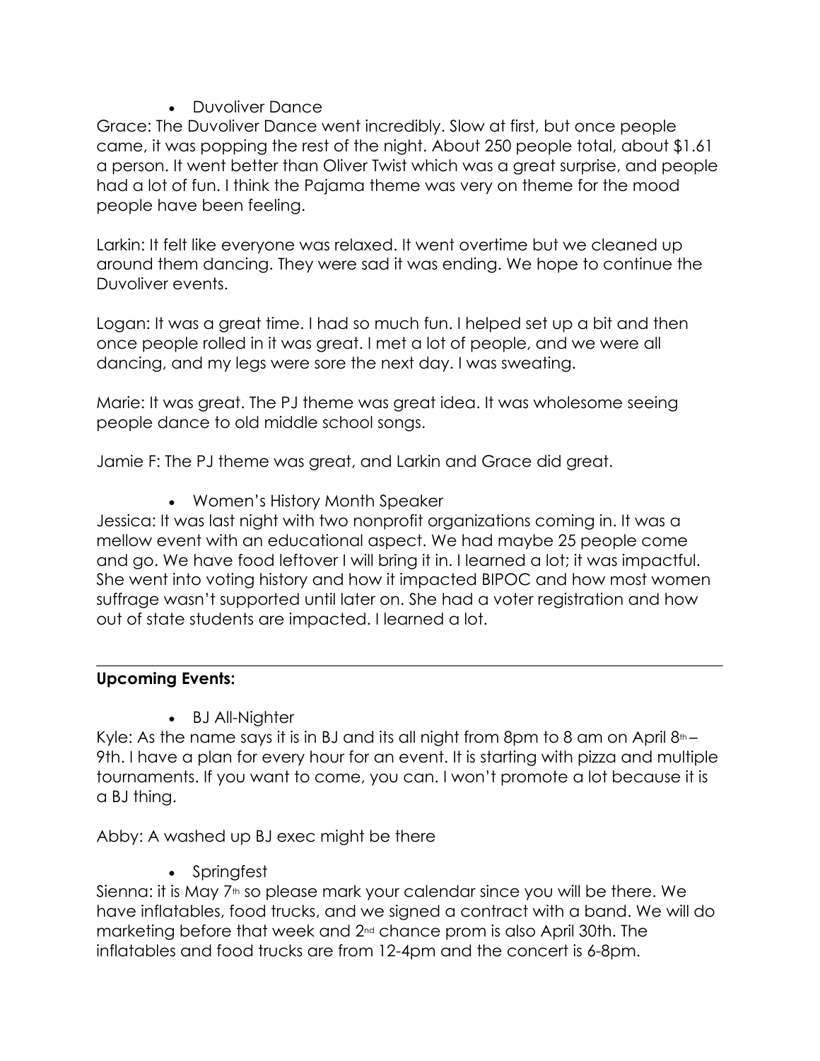- Duvoliver Dance

Grace: The Duvoliver Dance went incredibly. Slow at first, but once people came, it was popping the rest of the night. About 250 people total, about $1.61 a person. It went better than Oliver Twist which was a great surprise, and people had a lot of fun. I think the Pajama theme was very on theme for the mood people have been feeling.

Larkin: It felt like everyone was relaxed. It went overtime but we cleaned up around them dancing. They were sad it was ending. We hope to continue the Duvoliver events.

Logan: It was a great time. I had so much fun. I helped set up a bit and then once people rolled in it was great. I met a lot of people, and we were all dancing, and my legs were sore the next day. I was sweating.

Marie: It was great. The PJ theme was great idea. It was wholesome seeing people dance to old middle school songs.

Jamie F: The PJ theme was great, and Larkin and Grace did great.

- Women's History Month Speaker

Jessica: It was last night with two nonprofit organizations coming in. It was a mellow event with an educational aspect. We had maybe 25 people come and go. We have food leftover I will bring it in. I learned a lot; it was impactful. She went into voting history and how it impacted BIPOC and how most women suffrage wasn't supported until later on. She had a voter registration and how out of state students are impacted. I learned a lot.

---

**Upcoming Events:**

- BJ All-Nighter

Kyle: As the name says it is in BJ and its all night from 8pm to 8 am on April 8th – 9th. I have a plan for every hour for an event. It is starting with pizza and multiple tournaments. If you want to come, you can. I won't promote a lot because it is a BJ thing.

Abby: A washed up BJ exec might be there

- Springfest

Sienna: it is May 7th so please mark your calendar since you will be there. We have inflatables, food trucks, and we signed a contract with a band. We will do marketing before that week and 2nd chance prom is also April 30th. The inflatables and food trucks are from 12-4pm and the concert is 6-8pm.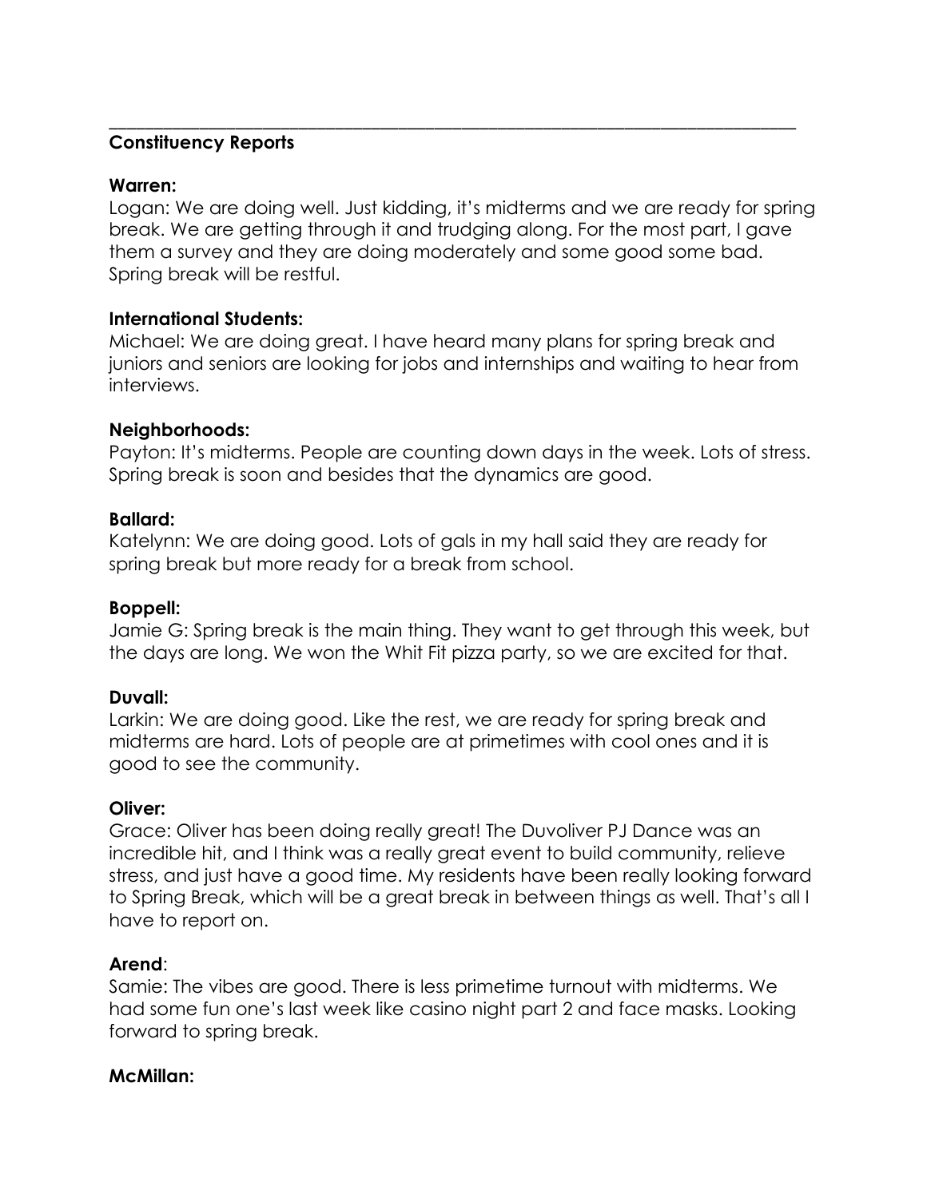---

**Constituency Reports**

**Warren:**
Logan: We are doing well. Just kidding, it's midterms and we are ready for spring break. We are getting through it and trudging along. For the most part, I gave them a survey and they are doing moderately and some good some bad. Spring break will be restful.

**International Students:**
Michael: We are doing great. I have heard many plans for spring break and juniors and seniors are looking for jobs and internships and waiting to hear from interviews.

**Neighborhoods:**
Payton: It's midterms. People are counting down days in the week. Lots of stress. Spring break is soon and besides that the dynamics are good.

**Ballard:**
Katelynn: We are doing good. Lots of gals in my hall said they are ready for spring break but more ready for a break from school.

**Boppell:**
Jamie G: Spring break is the main thing. They want to get through this week, but the days are long. We won the Whit Fit pizza party, so we are excited for that.

**Duvall:**
Larkin: We are doing good. Like the rest, we are ready for spring break and midterms are hard. Lots of people are at primetimes with cool ones and it is good to see the community.

**Oliver:**
Grace: Oliver has been doing really great! The Duvoliver PJ Dance was an incredible hit, and I think was a really great event to build community, relieve stress, and just have a good time. My residents have been really looking forward to Spring Break, which will be a great break in between things as well. That's all I have to report on.

**Arend**:
Samie: The vibes are good. There is less primetime turnout with midterms. We had some fun one's last week like casino night part 2 and face masks. Looking forward to spring break.

**McMillan:**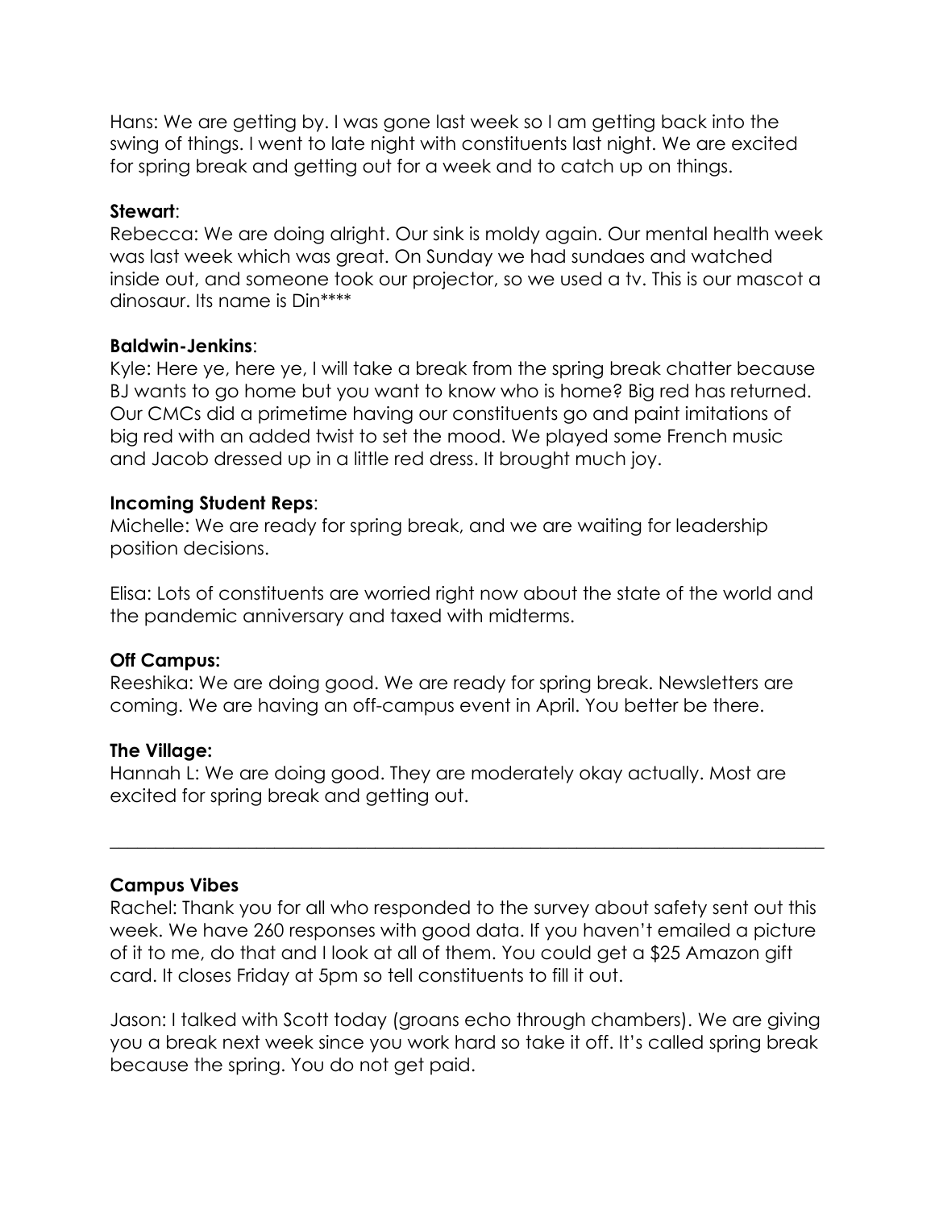Hans: We are getting by. I was gone last week so I am getting back into the swing of things. I went to late night with constituents last night. We are excited for spring break and getting out for a week and to catch up on things.

**Stewart**:
Rebecca: We are doing alright. Our sink is moldy again. Our mental health week was last week which was great. On Sunday we had sundaes and watched inside out, and someone took our projector, so we used a tv. This is our mascot a dinosaur. Its name is Din****

**Baldwin-Jenkins**:
Kyle: Here ye, here ye, I will take a break from the spring break chatter because BJ wants to go home but you want to know who is home? Big red has returned. Our CMCs did a primetime having our constituents go and paint imitations of big red with an added twist to set the mood. We played some French music and Jacob dressed up in a little red dress. It brought much joy.

**Incoming Student Reps**:
Michelle: We are ready for spring break, and we are waiting for leadership position decisions.

Elisa: Lots of constituents are worried right now about the state of the world and the pandemic anniversary and taxed with midterms.

**Off Campus:**
Reeshika: We are doing good. We are ready for spring break. Newsletters are coming. We are having an off-campus event in April. You better be there.

**The Village:**
Hannah L: We are doing good. They are moderately okay actually. Most are excited for spring break and getting out.

---

**Campus Vibes**
Rachel: Thank you for all who responded to the survey about safety sent out this week. We have 260 responses with good data. If you haven't emailed a picture of it to me, do that and I look at all of them. You could get a $25 Amazon gift card. It closes Friday at 5pm so tell constituents to fill it out.

Jason: I talked with Scott today (groans echo through chambers). We are giving you a break next week since you work hard so take it off. It's called spring break because the spring. You do not get paid.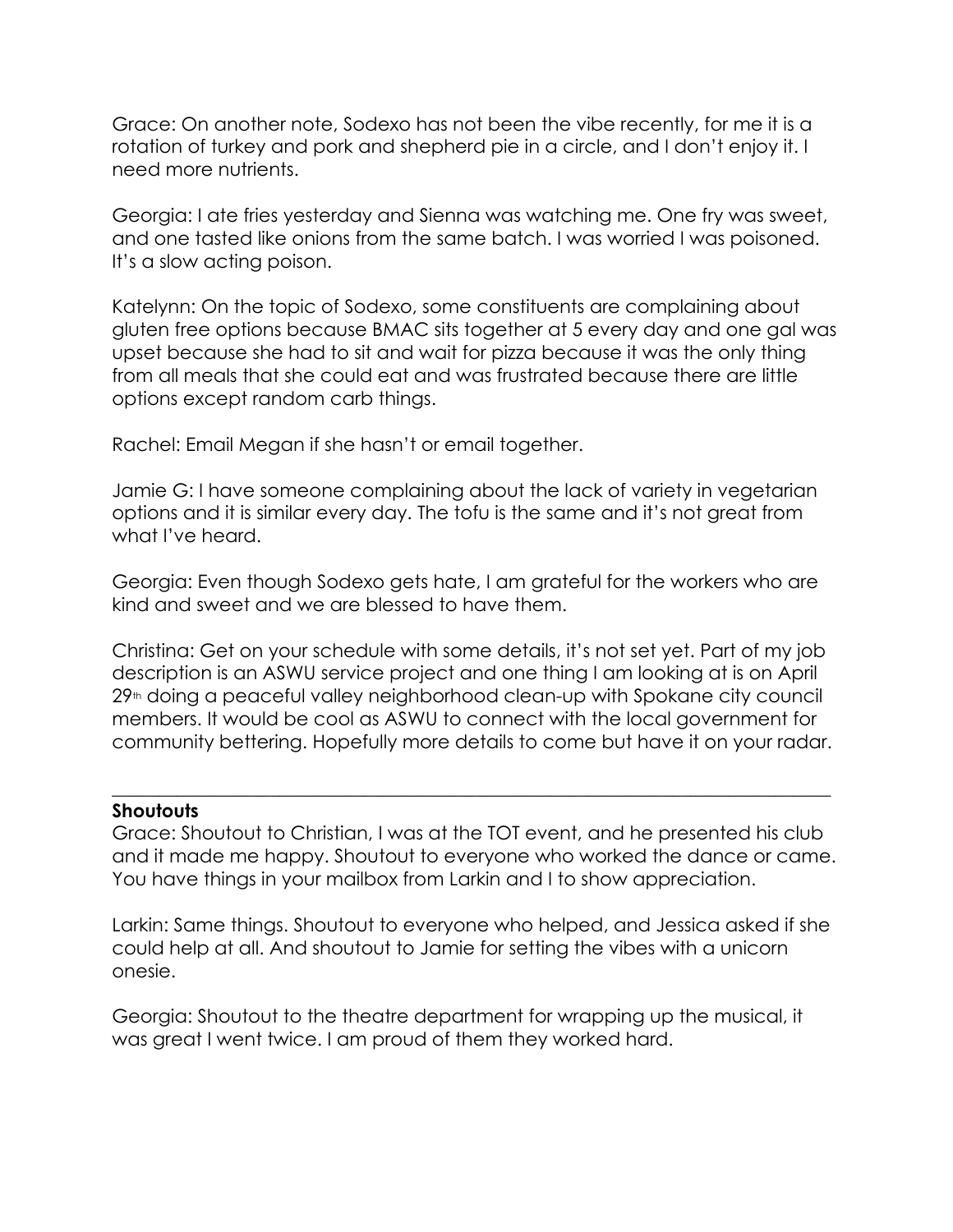Grace: On another note, Sodexo has not been the vibe recently, for me it is a rotation of turkey and pork and shepherd pie in a circle, and I don't enjoy it. I need more nutrients.

Georgia: I ate fries yesterday and Sienna was watching me. One fry was sweet, and one tasted like onions from the same batch. I was worried I was poisoned. It's a slow acting poison.

Katelynn: On the topic of Sodexo, some constituents are complaining about gluten free options because BMAC sits together at 5 every day and one gal was upset because she had to sit and wait for pizza because it was the only thing from all meals that she could eat and was frustrated because there are little options except random carb things.

Rachel: Email Megan if she hasn't or email together.

Jamie G: I have someone complaining about the lack of variety in vegetarian options and it is similar every day. The tofu is the same and it's not great from what I've heard.

Georgia: Even though Sodexo gets hate, I am grateful for the workers who are kind and sweet and we are blessed to have them.

Christina: Get on your schedule with some details, it's not set yet. Part of my job description is an ASWU service project and one thing I am looking at is on April 29th doing a peaceful valley neighborhood clean-up with Spokane city council members. It would be cool as ASWU to connect with the local government for community bettering. Hopefully more details to come but have it on your radar.

---

**Shoutouts**

Grace: Shoutout to Christian, I was at the TOT event, and he presented his club and it made me happy. Shoutout to everyone who worked the dance or came. You have things in your mailbox from Larkin and I to show appreciation.

Larkin: Same things. Shoutout to everyone who helped, and Jessica asked if she could help at all. And shoutout to Jamie for setting the vibes with a unicorn onesie.

Georgia: Shoutout to the theatre department for wrapping up the musical, it was great I went twice. I am proud of them they worked hard.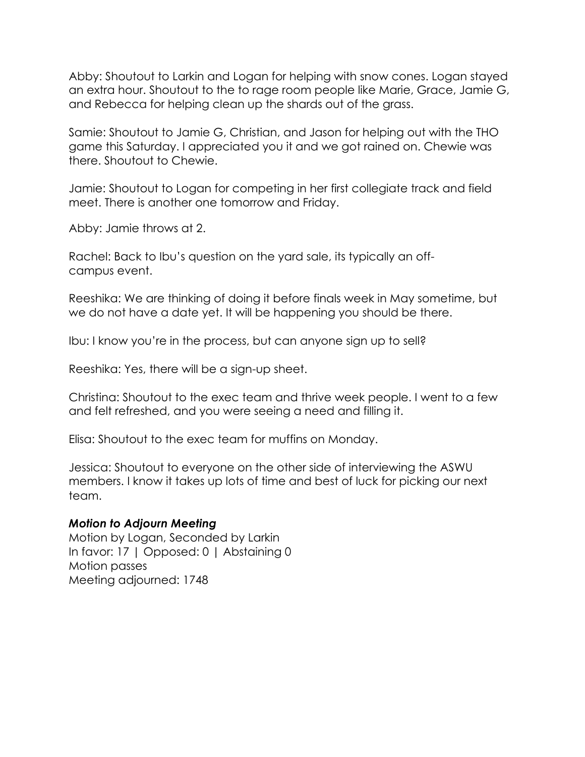Abby: Shoutout to Larkin and Logan for helping with snow cones. Logan stayed an extra hour. Shoutout to the to rage room people like Marie, Grace, Jamie G, and Rebecca for helping clean up the shards out of the grass.

Samie: Shoutout to Jamie G, Christian, and Jason for helping out with the THO game this Saturday. I appreciated you it and we got rained on. Chewie was there. Shoutout to Chewie.

Jamie: Shoutout to Logan for competing in her first collegiate track and field meet. There is another one tomorrow and Friday.

Abby: Jamie throws at 2.

Rachel: Back to Ibu's question on the yard sale, its typically an off-campus event.

Reeshika: We are thinking of doing it before finals week in May sometime, but we do not have a date yet. It will be happening you should be there.

Ibu: I know you're in the process, but can anyone sign up to sell?

Reeshika: Yes, there will be a sign-up sheet.

Christina: Shoutout to the exec team and thrive week people. I went to a few and felt refreshed, and you were seeing a need and filling it.

Elisa: Shoutout to the exec team for muffins on Monday.

Jessica: Shoutout to everyone on the other side of interviewing the ASWU members. I know it takes up lots of time and best of luck for picking our next team.

***Motion to Adjourn Meeting***
Motion by Logan, Seconded by Larkin
In favor: 17 | Opposed: 0 | Abstaining 0
Motion passes
Meeting adjourned: 1748